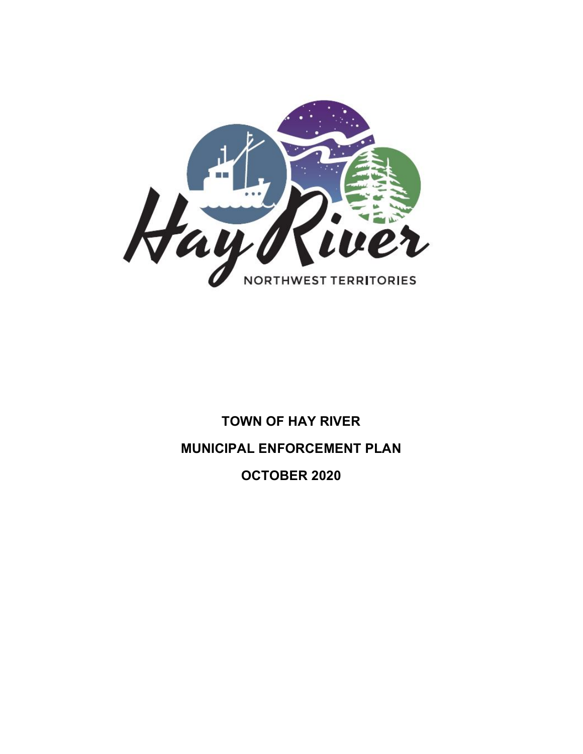# TOWN OF HAY RIVER

# MUNICIPAL ENFORCEMENT PLAN

# OCTOBER 2020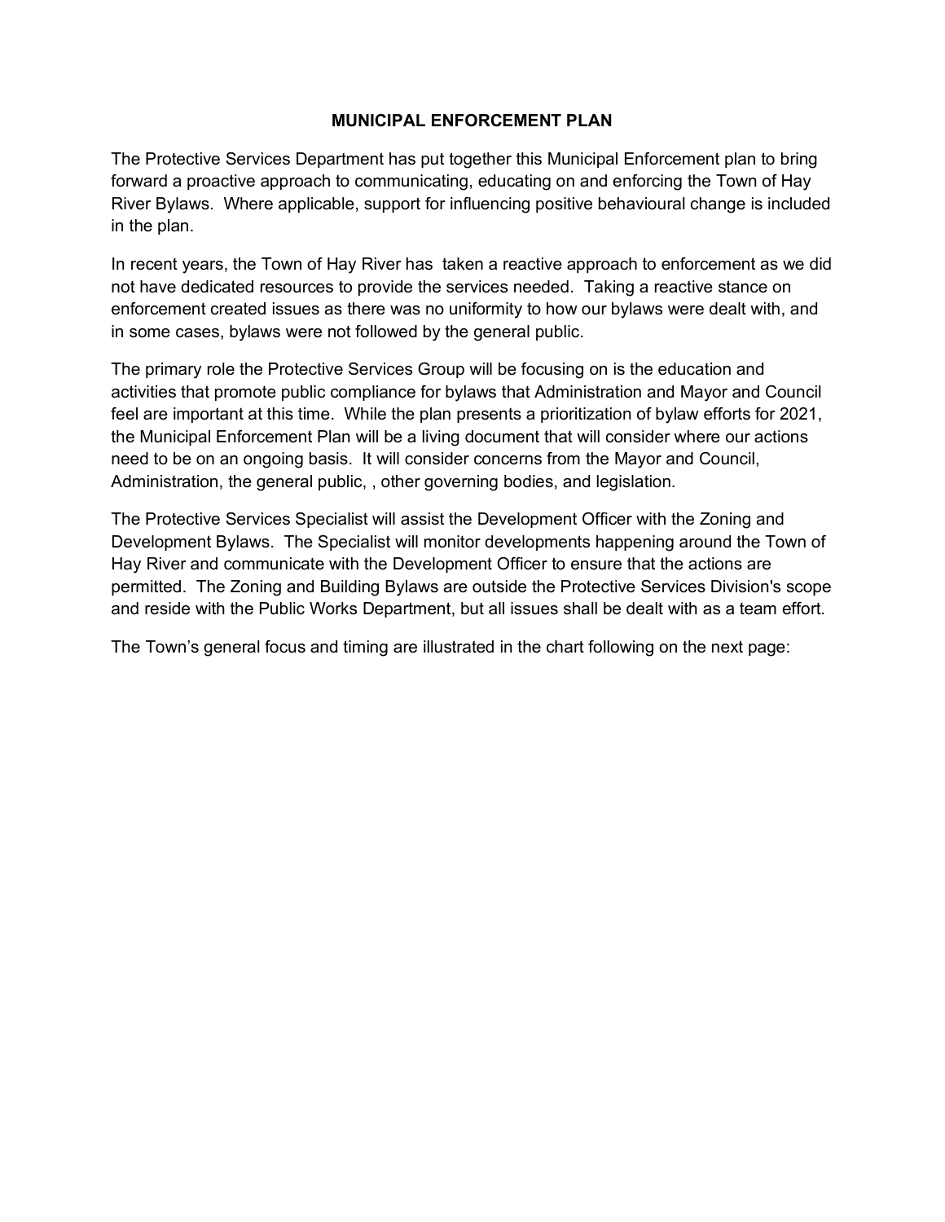## MUNICIPAL ENFORCEMENT PLAN

The Protective Services Department has put together this Municipal Enforcement plan to bring forward a proactive approach to communicating, educating on and enforcing the Town of Hay River Bylaws. Where applicable, support for influencing positive behavioural change is included in the plan.

In recent years, the Town of Hay River has taken a reactive approach to enforcement as we did not have dedicated resources to provide the services needed. Taking a reactive stance on enforcement created issues as there was no uniformity to how our bylaws were dealt with, and in some cases, bylaws were not followed by the general public.

The primary role the Protective Services Group will be focusing on is the education and activities that promote public compliance for bylaws that Administration and Mayor and Council feel are important at this time. While the plan presents a prioritization of bylaw efforts for 2021, the Municipal Enforcement Plan will be a living document that will consider where our actions need to be on an ongoing basis. It will consider concerns from the Mayor and Council, Administration, the general public, , other governing bodies, and legislation.

The Protective Services Specialist will assist the Development Officer with the Zoning and Development Bylaws. The Specialist will monitor developments happening around the Town of Hay River and communicate with the Development Officer to ensure that the actions are permitted. The Zoning and Building Bylaws are outside the Protective Services Division's scope and reside with the Public Works Department, but all issues shall be dealt with as a team effort.

The Town's general focus and timing are illustrated in the chart following on the next page: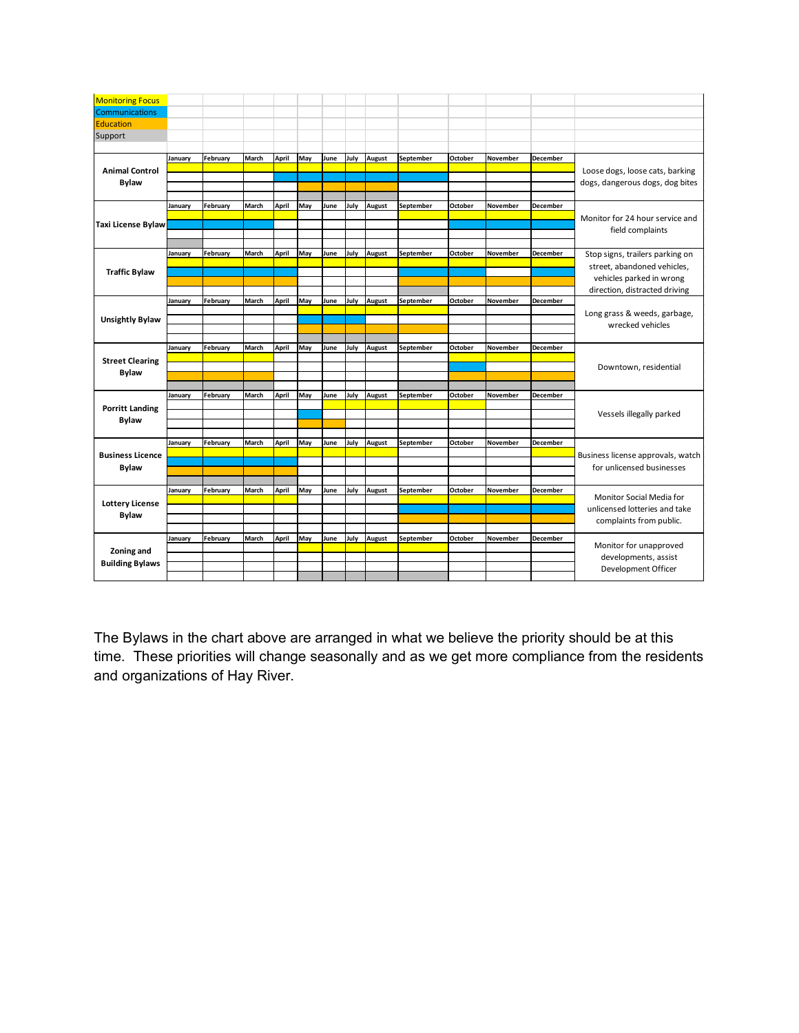| Legend |
|---|
| Monitoring Focus |
| Communications |
| Education |
| Support |

| Bylaw | Activity | January | February | March | April | May | June | July | August | September | October | November | December | Focus |
|---|---|---|---|---|---|---|---|---|---|---|---|---|---|---|
| Animal Control Bylaw | Monitoring Focus | X | X | X | X | X | X | X | X | X | X | X | X | Loose dogs, loose cats, barking dogs, dangerous dogs, dog bites |
| | Communications | | | | X | X | X | X | X | X | | | | |
| | Education | | | | | X | X | X | X | | | | | |
| | Support | | | | | X | X | X | X | | | | | |
| Taxi License Bylaw | Monitoring Focus | | X | X | X | | | | | X | X | X | X | Monitor for 24 hour service and field complaints |
| | Communications | X | X | X | | | | | | | X | X | X | |
| | Education | | | | | | | | | | | | | |
| | Support | X | | | | | | | | | | | | |
| Traffic Bylaw | Monitoring Focus | X | X | X | X | X | X | X | X | X | X | X | X | Stop signs, trailers parking on street, abandoned vehicles, vehicles parked in wrong direction, distracted driving |
| | Communications | X | X | X | X | | | | | X | X | | X | |
| | Education | X | X | X | X | | | | | X | | X | X | |
| | Support | | | | | | | | | X | | | | |
| Unsightly Bylaw | Monitoring Focus | | | | | X | X | X | X | X | | | | Long grass & weeds, garbage, wrecked vehicles |
| | Communications | | | | | X | X | X | | | | | | |
| | Education | | | | | X | X | X | X | | | | | |
| | Support | | | | | X | X | X | X | | | | | |
| Street Clearing Bylaw | Monitoring Focus | X | X | X | | | | | | | X | X | X | Downtown, residential |
| | Communications | | | | | | | | | | X | | | |
| | Education | X | X | X | | | | | | | X | X | X | |
| | Support | X | X | X | | | | | | X | X | X | X | |
| Porritt Landing Bylaw | Monitoring Focus | | | | | | X | X | X | X | X | | | Vessels illegally parked |
| | Communications | | | | | X | | | | | | | | |
| | Education | | | | | X | X | | | | | | | |
| | Support | | | | | | | | | | | | | |
| Business Licence Bylaw | Monitoring Focus | X | X | X | X | X | X | X | X | X | | | X | Business license approvals, watch for unlicensed businesses |
| | Communications | X | X | X | X | | | | | | | | | |
| | Education | X | X | X | X | | | | | | | | | |
| | Support | X | X | X | X | | | | | | | | | |
| Lottery License Bylaw | Monitoring Focus | X | X | X | X | | | | | | | | X | Monitor Social Media for unlicensed lotteries and take complaints from public. |
| | Communications | | | | | | | | | X | X | X | X | |
| | Education | | | | | | | | | X | X | X | X | |
| | Support | | | | | | | | | | | | | |
| Zoning and Building Bylaws | Monitoring Focus | | | | | X | X | X | X | X | | | | Monitor for unapproved developments, assist Development Officer |
| | Communications | | | | | | | | | | | | | |
| | Education | | | | | | | | | | | | | |
| | Support | | | | | X | X | X | X | X | | | | |

The Bylaws in the chart above are arranged in what we believe the priority should be at this time. These priorities will change seasonally and as we get more compliance from the residents and organizations of Hay River.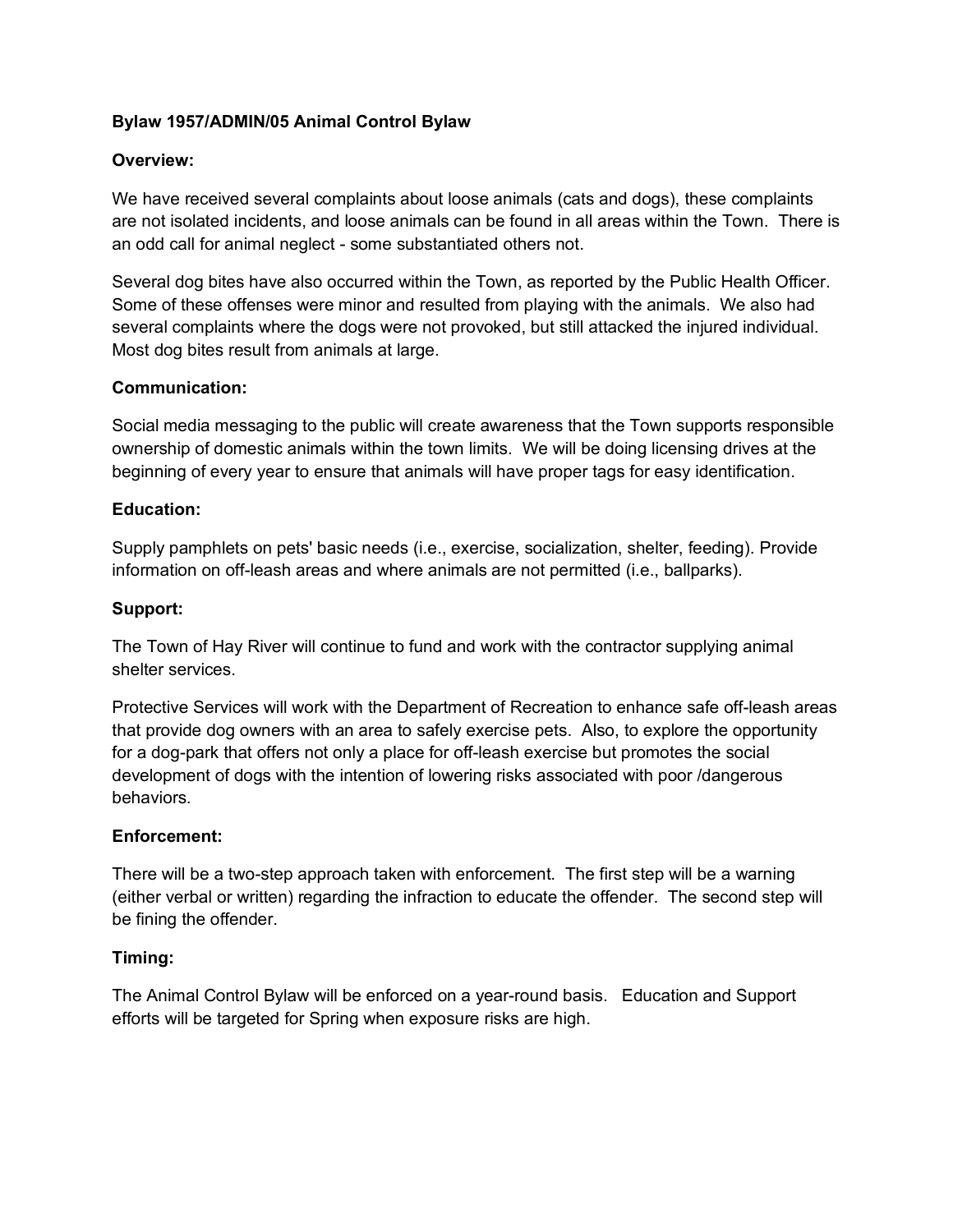**Bylaw 1957/ADMIN/05 Animal Control Bylaw**

**Overview:**

We have received several complaints about loose animals (cats and dogs), these complaints are not isolated incidents, and loose animals can be found in all areas within the Town. There is an odd call for animal neglect - some substantiated others not.

Several dog bites have also occurred within the Town, as reported by the Public Health Officer. Some of these offenses were minor and resulted from playing with the animals. We also had several complaints where the dogs were not provoked, but still attacked the injured individual. Most dog bites result from animals at large.

**Communication:**

Social media messaging to the public will create awareness that the Town supports responsible ownership of domestic animals within the town limits. We will be doing licensing drives at the beginning of every year to ensure that animals will have proper tags for easy identification.

**Education:**

Supply pamphlets on pets' basic needs (i.e., exercise, socialization, shelter, feeding). Provide information on off-leash areas and where animals are not permitted (i.e., ballparks).

**Support:**

The Town of Hay River will continue to fund and work with the contractor supplying animal shelter services.

Protective Services will work with the Department of Recreation to enhance safe off-leash areas that provide dog owners with an area to safely exercise pets. Also, to explore the opportunity for a dog-park that offers not only a place for off-leash exercise but promotes the social development of dogs with the intention of lowering risks associated with poor /dangerous behaviors.

**Enforcement:**

There will be a two-step approach taken with enforcement. The first step will be a warning (either verbal or written) regarding the infraction to educate the offender. The second step will be fining the offender.

**Timing:**

The Animal Control Bylaw will be enforced on a year-round basis. Education and Support efforts will be targeted for Spring when exposure risks are high.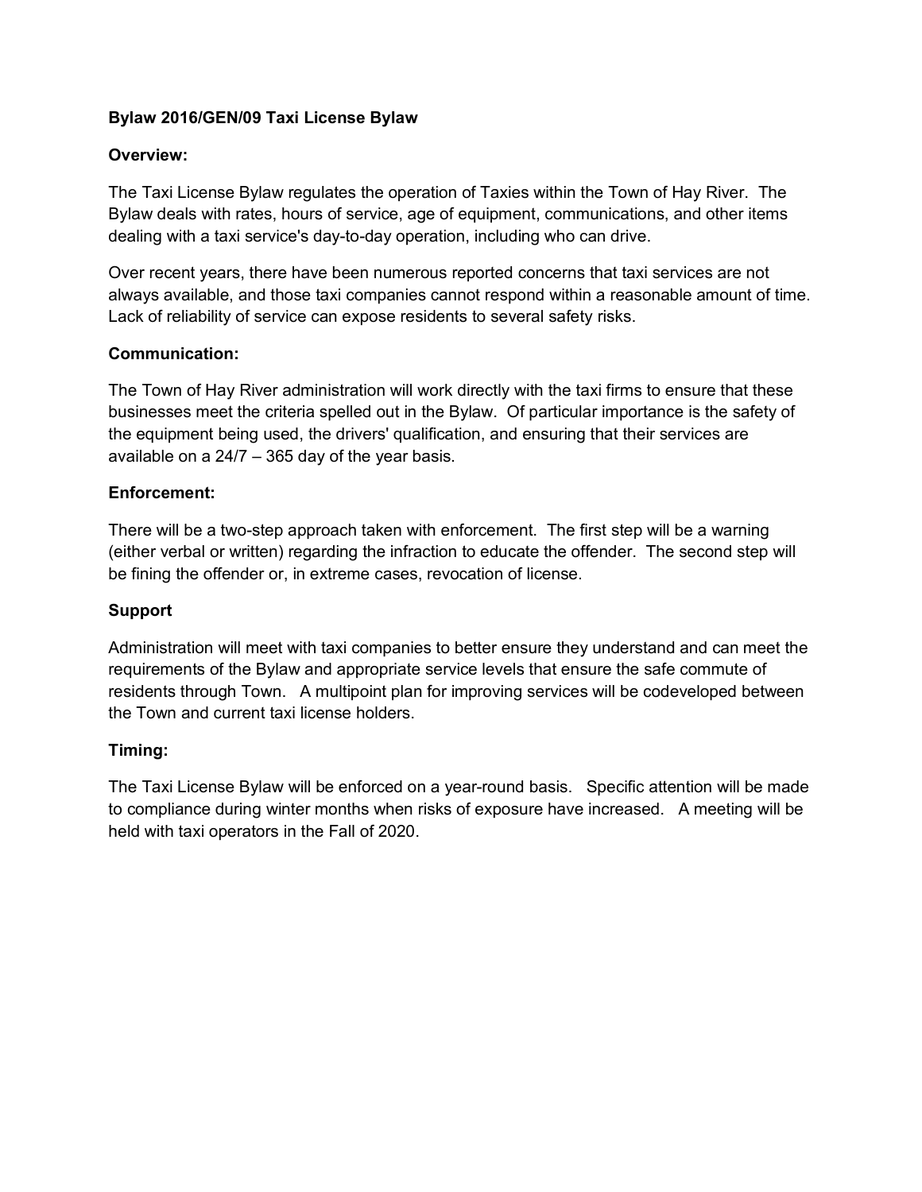**Bylaw 2016/GEN/09 Taxi License Bylaw**

**Overview:**

The Taxi License Bylaw regulates the operation of Taxies within the Town of Hay River. The Bylaw deals with rates, hours of service, age of equipment, communications, and other items dealing with a taxi service's day-to-day operation, including who can drive.

Over recent years, there have been numerous reported concerns that taxi services are not always available, and those taxi companies cannot respond within a reasonable amount of time. Lack of reliability of service can expose residents to several safety risks.

**Communication:**

The Town of Hay River administration will work directly with the taxi firms to ensure that these businesses meet the criteria spelled out in the Bylaw. Of particular importance is the safety of the equipment being used, the drivers' qualification, and ensuring that their services are available on a 24/7 – 365 day of the year basis.

**Enforcement:**

There will be a two-step approach taken with enforcement. The first step will be a warning (either verbal or written) regarding the infraction to educate the offender. The second step will be fining the offender or, in extreme cases, revocation of license.

**Support**

Administration will meet with taxi companies to better ensure they understand and can meet the requirements of the Bylaw and appropriate service levels that ensure the safe commute of residents through Town. A multipoint plan for improving services will be codeveloped between the Town and current taxi license holders.

**Timing:**

The Taxi License Bylaw will be enforced on a year-round basis. Specific attention will be made to compliance during winter months when risks of exposure have increased. A meeting will be held with taxi operators in the Fall of 2020.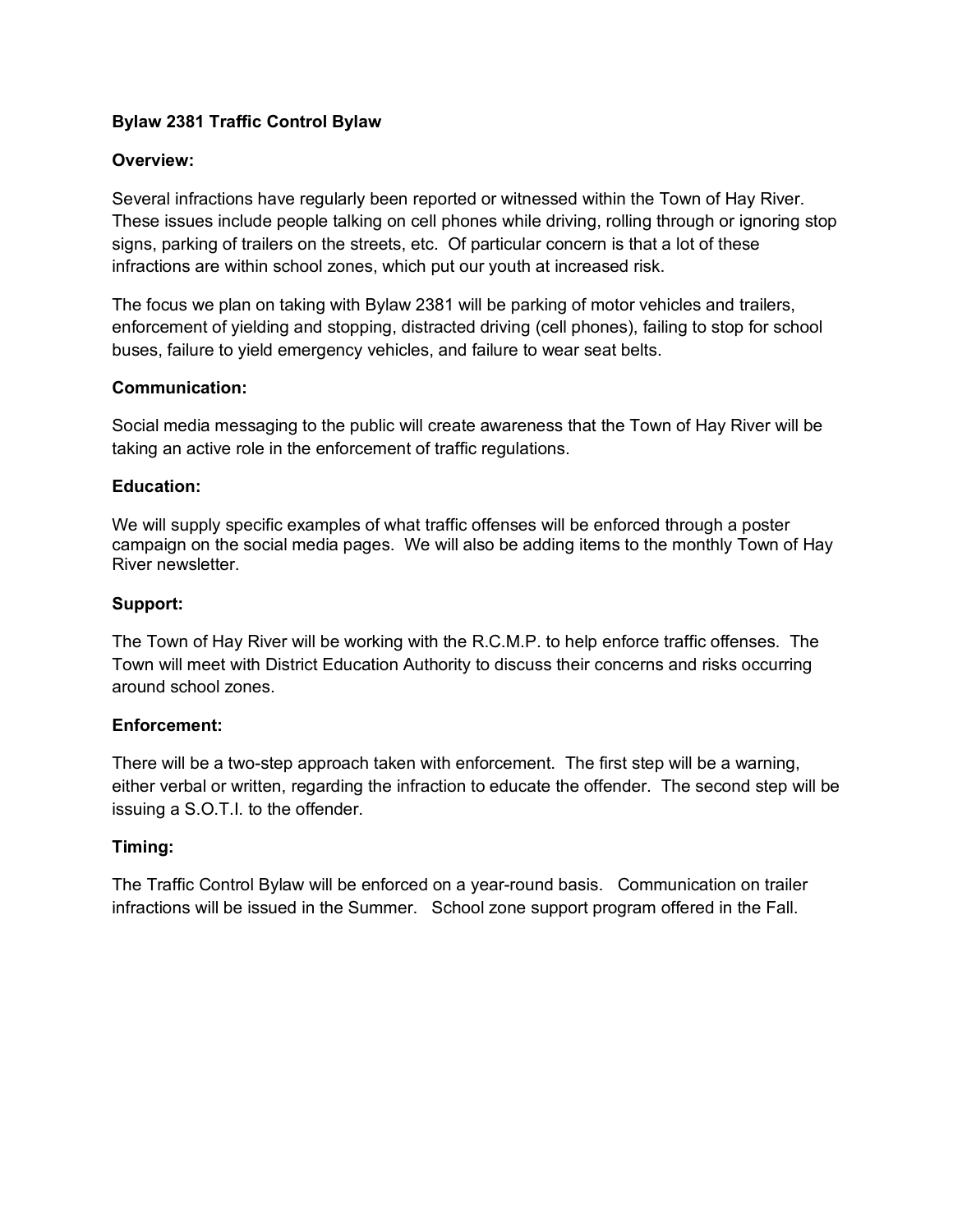**Bylaw 2381 Traffic Control Bylaw**

**Overview:**

Several infractions have regularly been reported or witnessed within the Town of Hay River. These issues include people talking on cell phones while driving, rolling through or ignoring stop signs, parking of trailers on the streets, etc. Of particular concern is that a lot of these infractions are within school zones, which put our youth at increased risk.

The focus we plan on taking with Bylaw 2381 will be parking of motor vehicles and trailers, enforcement of yielding and stopping, distracted driving (cell phones), failing to stop for school buses, failure to yield emergency vehicles, and failure to wear seat belts.

**Communication:**

Social media messaging to the public will create awareness that the Town of Hay River will be taking an active role in the enforcement of traffic regulations.

**Education:**

We will supply specific examples of what traffic offenses will be enforced through a poster campaign on the social media pages. We will also be adding items to the monthly Town of Hay River newsletter.

**Support:**

The Town of Hay River will be working with the R.C.M.P. to help enforce traffic offenses. The Town will meet with District Education Authority to discuss their concerns and risks occurring around school zones.

**Enforcement:**

There will be a two-step approach taken with enforcement. The first step will be a warning, either verbal or written, regarding the infraction to educate the offender. The second step will be issuing a S.O.T.I. to the offender.

**Timing:**

The Traffic Control Bylaw will be enforced on a year-round basis. Communication on trailer infractions will be issued in the Summer. School zone support program offered in the Fall.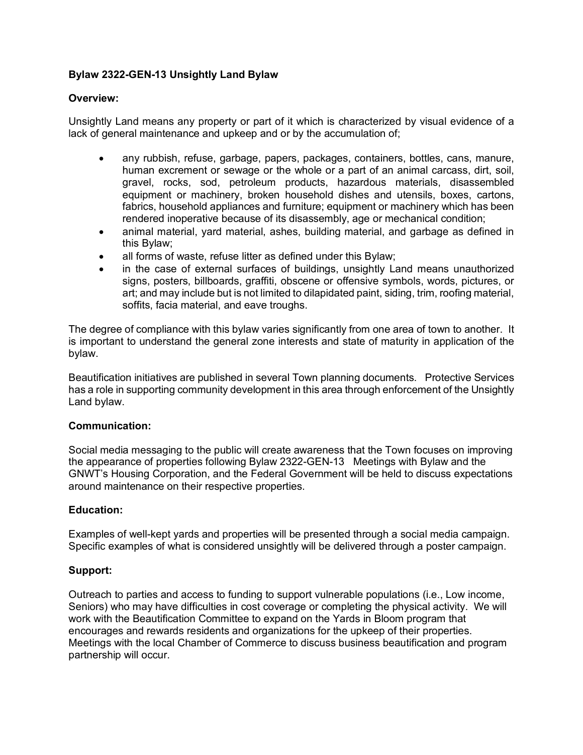**Bylaw 2322-GEN-13 Unsightly Land Bylaw**

**Overview:**

Unsightly Land means any property or part of it which is characterized by visual evidence of a lack of general maintenance and upkeep and or by the accumulation of;

- any rubbish, refuse, garbage, papers, packages, containers, bottles, cans, manure, human excrement or sewage or the whole or a part of an animal carcass, dirt, soil, gravel, rocks, sod, petroleum products, hazardous materials, disassembled equipment or machinery, broken household dishes and utensils, boxes, cartons, fabrics, household appliances and furniture; equipment or machinery which has been rendered inoperative because of its disassembly, age or mechanical condition;
- animal material, yard material, ashes, building material, and garbage as defined in this Bylaw;
- all forms of waste, refuse litter as defined under this Bylaw;
- in the case of external surfaces of buildings, unsightly Land means unauthorized signs, posters, billboards, graffiti, obscene or offensive symbols, words, pictures, or art; and may include but is not limited to dilapidated paint, siding, trim, roofing material, soffits, facia material, and eave troughs.

The degree of compliance with this bylaw varies significantly from one area of town to another. It is important to understand the general zone interests and state of maturity in application of the bylaw.

Beautification initiatives are published in several Town planning documents. Protective Services has a role in supporting community development in this area through enforcement of the Unsightly Land bylaw.

**Communication:**

Social media messaging to the public will create awareness that the Town focuses on improving the appearance of properties following Bylaw 2322-GEN-13 Meetings with Bylaw and the GNWT's Housing Corporation, and the Federal Government will be held to discuss expectations around maintenance on their respective properties.

**Education:**

Examples of well-kept yards and properties will be presented through a social media campaign. Specific examples of what is considered unsightly will be delivered through a poster campaign.

**Support:**

Outreach to parties and access to funding to support vulnerable populations (i.e., Low income, Seniors) who may have difficulties in cost coverage or completing the physical activity. We will work with the Beautification Committee to expand on the Yards in Bloom program that encourages and rewards residents and organizations for the upkeep of their properties. Meetings with the local Chamber of Commerce to discuss business beautification and program partnership will occur.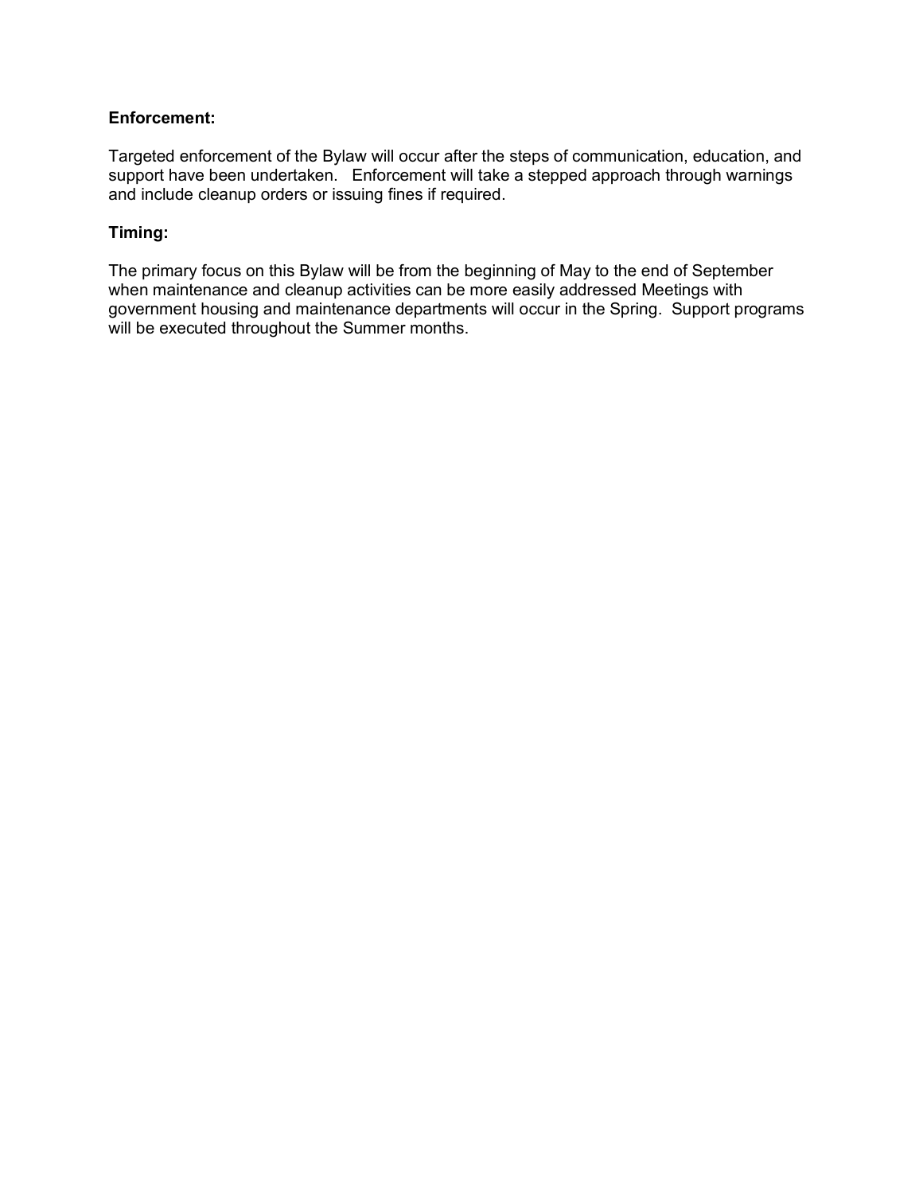**Enforcement:**

Targeted enforcement of the Bylaw will occur after the steps of communication, education, and support have been undertaken. Enforcement will take a stepped approach through warnings and include cleanup orders or issuing fines if required.

**Timing:**

The primary focus on this Bylaw will be from the beginning of May to the end of September when maintenance and cleanup activities can be more easily addressed Meetings with government housing and maintenance departments will occur in the Spring. Support programs will be executed throughout the Summer months.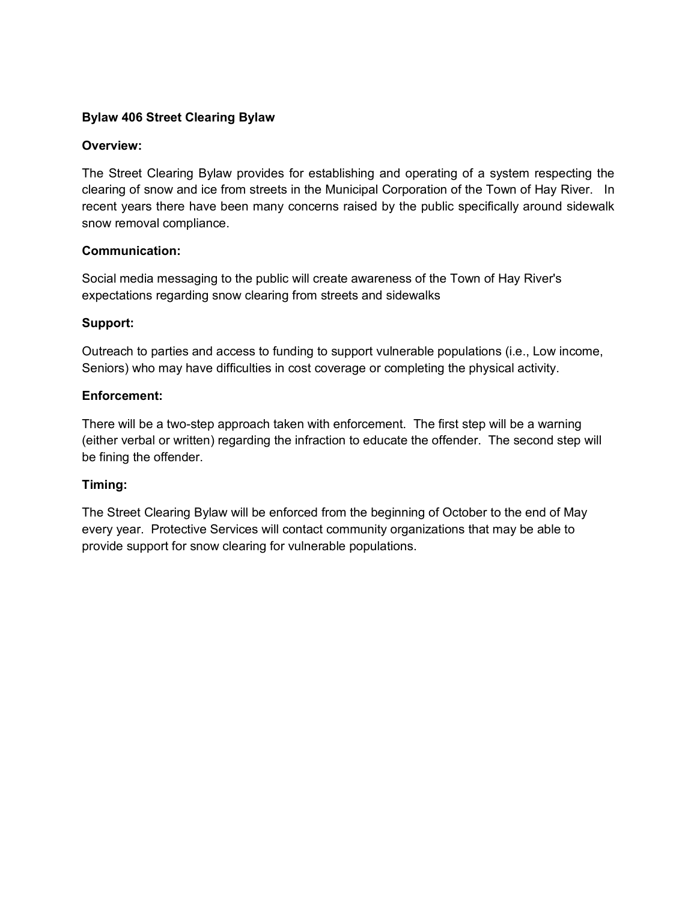**Bylaw 406 Street Clearing Bylaw**

**Overview:**

The Street Clearing Bylaw provides for establishing and operating of a system respecting the clearing of snow and ice from streets in the Municipal Corporation of the Town of Hay River. In recent years there have been many concerns raised by the public specifically around sidewalk snow removal compliance.

**Communication:**

Social media messaging to the public will create awareness of the Town of Hay River's expectations regarding snow clearing from streets and sidewalks

**Support:**

Outreach to parties and access to funding to support vulnerable populations (i.e., Low income, Seniors) who may have difficulties in cost coverage or completing the physical activity.

**Enforcement:**

There will be a two-step approach taken with enforcement. The first step will be a warning (either verbal or written) regarding the infraction to educate the offender. The second step will be fining the offender.

**Timing:**

The Street Clearing Bylaw will be enforced from the beginning of October to the end of May every year. Protective Services will contact community organizations that may be able to provide support for snow clearing for vulnerable populations.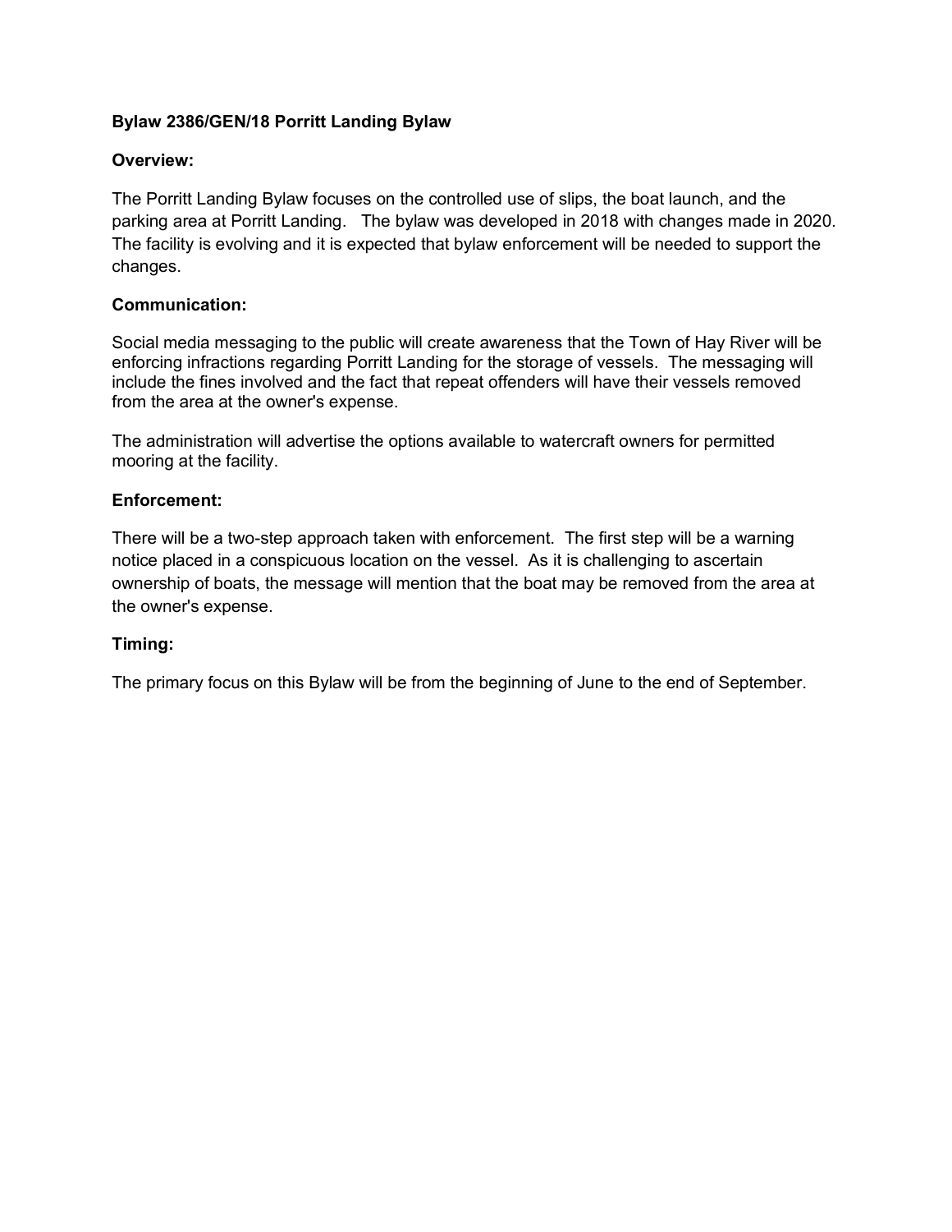**Bylaw 2386/GEN/18 Porritt Landing Bylaw**

**Overview:**

The Porritt Landing Bylaw focuses on the controlled use of slips, the boat launch, and the parking area at Porritt Landing. The bylaw was developed in 2018 with changes made in 2020. The facility is evolving and it is expected that bylaw enforcement will be needed to support the changes.

**Communication:**

Social media messaging to the public will create awareness that the Town of Hay River will be enforcing infractions regarding Porritt Landing for the storage of vessels. The messaging will include the fines involved and the fact that repeat offenders will have their vessels removed from the area at the owner's expense.

The administration will advertise the options available to watercraft owners for permitted mooring at the facility.

**Enforcement:**

There will be a two-step approach taken with enforcement. The first step will be a warning notice placed in a conspicuous location on the vessel. As it is challenging to ascertain ownership of boats, the message will mention that the boat may be removed from the area at the owner's expense.

**Timing:**

The primary focus on this Bylaw will be from the beginning of June to the end of September.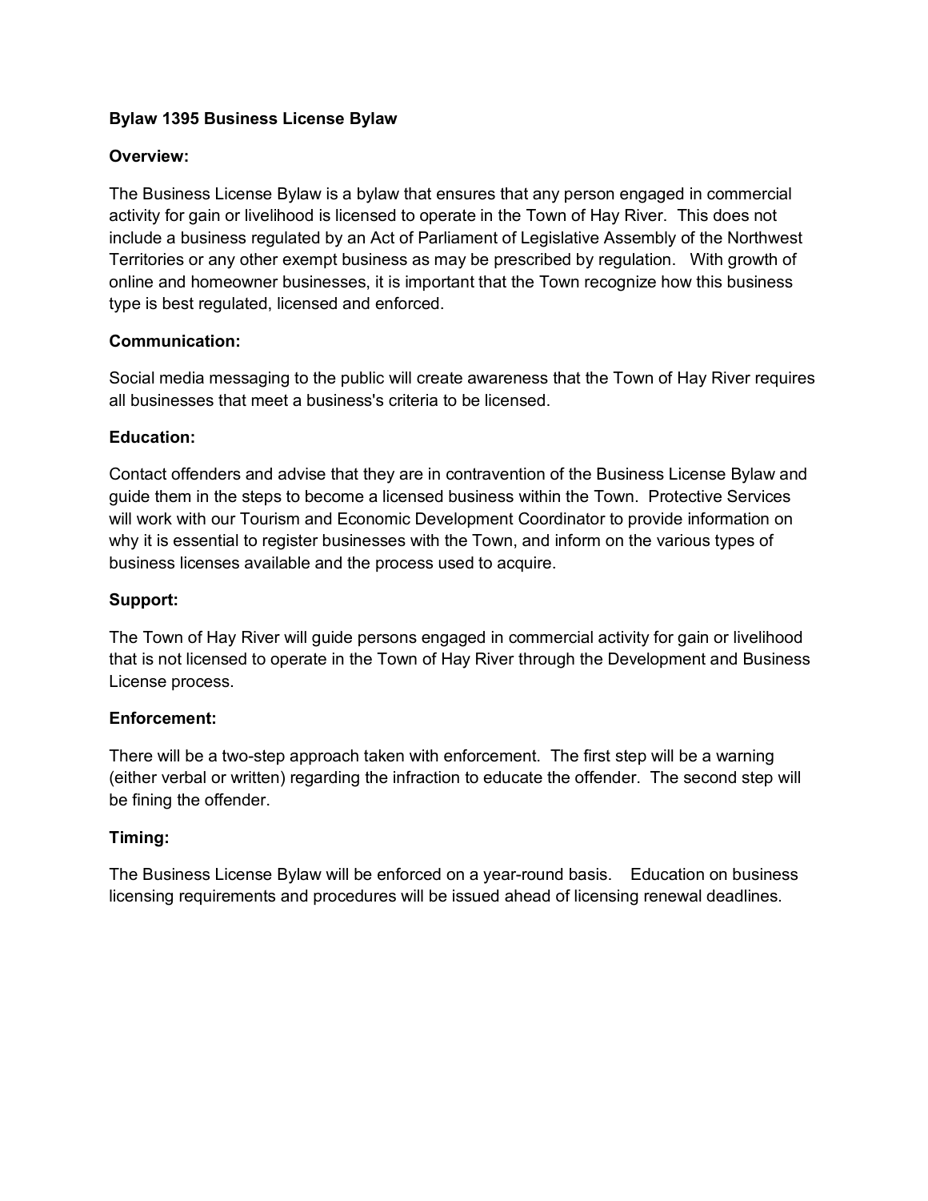**Bylaw 1395 Business License Bylaw**

**Overview:**

The Business License Bylaw is a bylaw that ensures that any person engaged in commercial activity for gain or livelihood is licensed to operate in the Town of Hay River. This does not include a business regulated by an Act of Parliament of Legislative Assembly of the Northwest Territories or any other exempt business as may be prescribed by regulation. With growth of online and homeowner businesses, it is important that the Town recognize how this business type is best regulated, licensed and enforced.

**Communication:**

Social media messaging to the public will create awareness that the Town of Hay River requires all businesses that meet a business's criteria to be licensed.

**Education:**

Contact offenders and advise that they are in contravention of the Business License Bylaw and guide them in the steps to become a licensed business within the Town. Protective Services will work with our Tourism and Economic Development Coordinator to provide information on why it is essential to register businesses with the Town, and inform on the various types of business licenses available and the process used to acquire.

**Support:**

The Town of Hay River will guide persons engaged in commercial activity for gain or livelihood that is not licensed to operate in the Town of Hay River through the Development and Business License process.

**Enforcement:**

There will be a two-step approach taken with enforcement. The first step will be a warning (either verbal or written) regarding the infraction to educate the offender. The second step will be fining the offender.

**Timing:**

The Business License Bylaw will be enforced on a year-round basis. Education on business licensing requirements and procedures will be issued ahead of licensing renewal deadlines.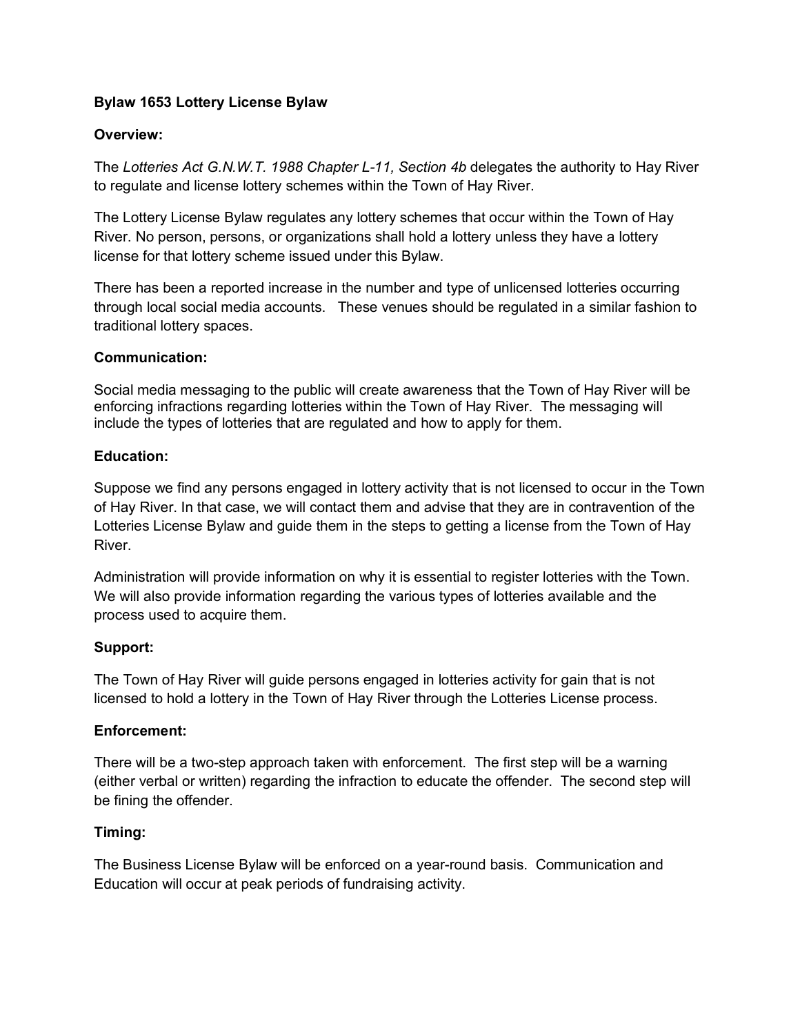**Bylaw 1653 Lottery License Bylaw**

**Overview:**

The *Lotteries Act G.N.W.T. 1988 Chapter L-11, Section 4b* delegates the authority to Hay River to regulate and license lottery schemes within the Town of Hay River.

The Lottery License Bylaw regulates any lottery schemes that occur within the Town of Hay River. No person, persons, or organizations shall hold a lottery unless they have a lottery license for that lottery scheme issued under this Bylaw.

There has been a reported increase in the number and type of unlicensed lotteries occurring through local social media accounts. These venues should be regulated in a similar fashion to traditional lottery spaces.

**Communication:**

Social media messaging to the public will create awareness that the Town of Hay River will be enforcing infractions regarding lotteries within the Town of Hay River. The messaging will include the types of lotteries that are regulated and how to apply for them.

**Education:**

Suppose we find any persons engaged in lottery activity that is not licensed to occur in the Town of Hay River. In that case, we will contact them and advise that they are in contravention of the Lotteries License Bylaw and guide them in the steps to getting a license from the Town of Hay River.

Administration will provide information on why it is essential to register lotteries with the Town. We will also provide information regarding the various types of lotteries available and the process used to acquire them.

**Support:**

The Town of Hay River will guide persons engaged in lotteries activity for gain that is not licensed to hold a lottery in the Town of Hay River through the Lotteries License process.

**Enforcement:**

There will be a two-step approach taken with enforcement. The first step will be a warning (either verbal or written) regarding the infraction to educate the offender. The second step will be fining the offender.

**Timing:**

The Business License Bylaw will be enforced on a year-round basis. Communication and Education will occur at peak periods of fundraising activity.